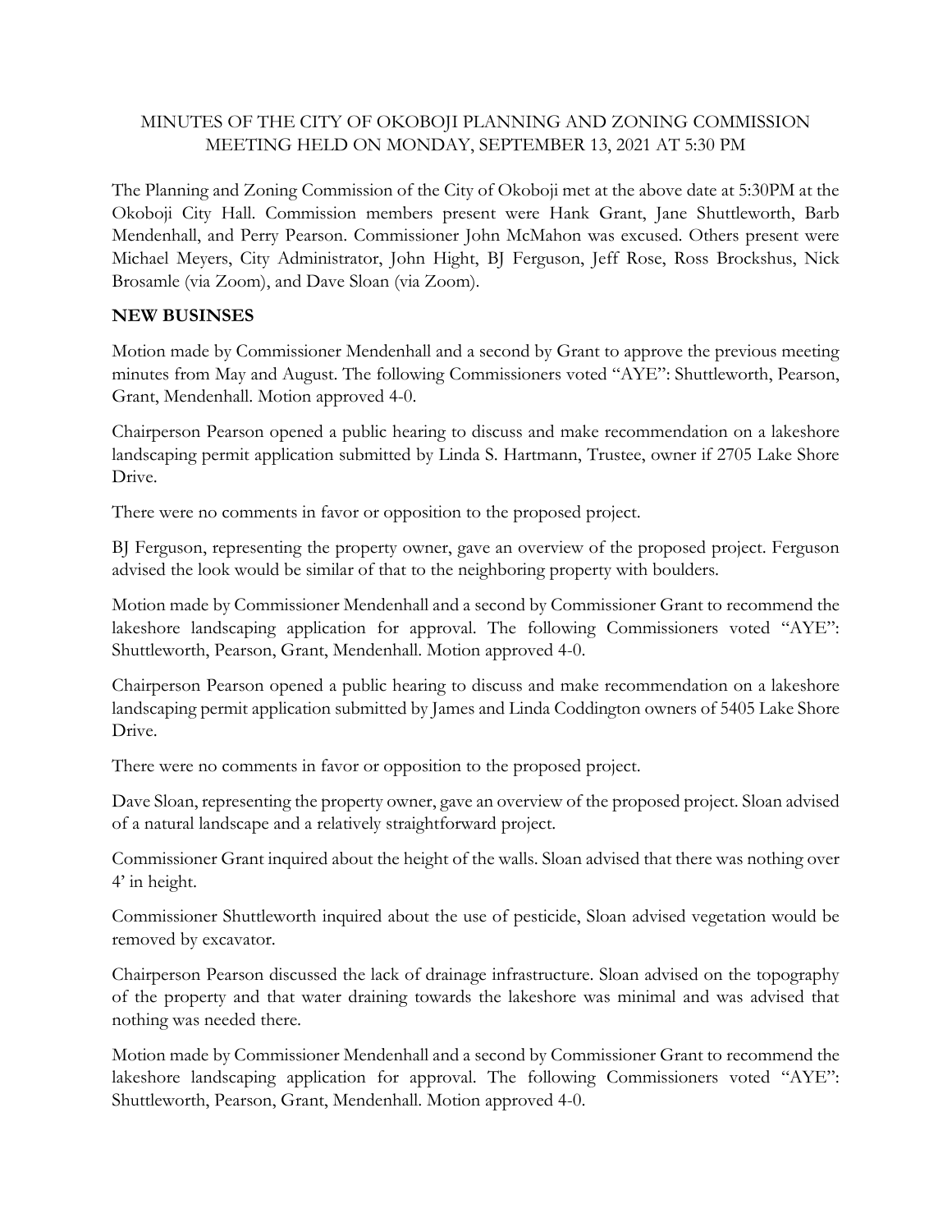MINUTES OF THE CITY OF OKOBOJI PLANNING AND ZONING COMMISSION MEETING HELD ON MONDAY, SEPTEMBER 13, 2021 AT 5:30 PM

The Planning and Zoning Commission of the City of Okoboji met at the above date at 5:30PM at the Okoboji City Hall. Commission members present were Hank Grant, Jane Shuttleworth, Barb Mendenhall, and Perry Pearson. Commissioner John McMahon was excused. Others present were Michael Meyers, City Administrator, John Hight, BJ Ferguson, Jeff Rose, Ross Brockshus, Nick Brosamle (via Zoom), and Dave Sloan (via Zoom).

**NEW BUSINSES**

Motion made by Commissioner Mendenhall and a second by Grant to approve the previous meeting minutes from May and August. The following Commissioners voted "AYE": Shuttleworth, Pearson, Grant, Mendenhall. Motion approved 4-0.

Chairperson Pearson opened a public hearing to discuss and make recommendation on a lakeshore landscaping permit application submitted by Linda S. Hartmann, Trustee, owner if 2705 Lake Shore Drive.

There were no comments in favor or opposition to the proposed project.

BJ Ferguson, representing the property owner, gave an overview of the proposed project. Ferguson advised the look would be similar of that to the neighboring property with boulders.

Motion made by Commissioner Mendenhall and a second by Commissioner Grant to recommend the lakeshore landscaping application for approval. The following Commissioners voted "AYE": Shuttleworth, Pearson, Grant, Mendenhall. Motion approved 4-0.

Chairperson Pearson opened a public hearing to discuss and make recommendation on a lakeshore landscaping permit application submitted by James and Linda Coddington owners of 5405 Lake Shore Drive.

There were no comments in favor or opposition to the proposed project.

Dave Sloan, representing the property owner, gave an overview of the proposed project. Sloan advised of a natural landscape and a relatively straightforward project.

Commissioner Grant inquired about the height of the walls. Sloan advised that there was nothing over 4' in height.

Commissioner Shuttleworth inquired about the use of pesticide, Sloan advised vegetation would be removed by excavator.

Chairperson Pearson discussed the lack of drainage infrastructure. Sloan advised on the topography of the property and that water draining towards the lakeshore was minimal and was advised that nothing was needed there.

Motion made by Commissioner Mendenhall and a second by Commissioner Grant to recommend the lakeshore landscaping application for approval. The following Commissioners voted "AYE": Shuttleworth, Pearson, Grant, Mendenhall. Motion approved 4-0.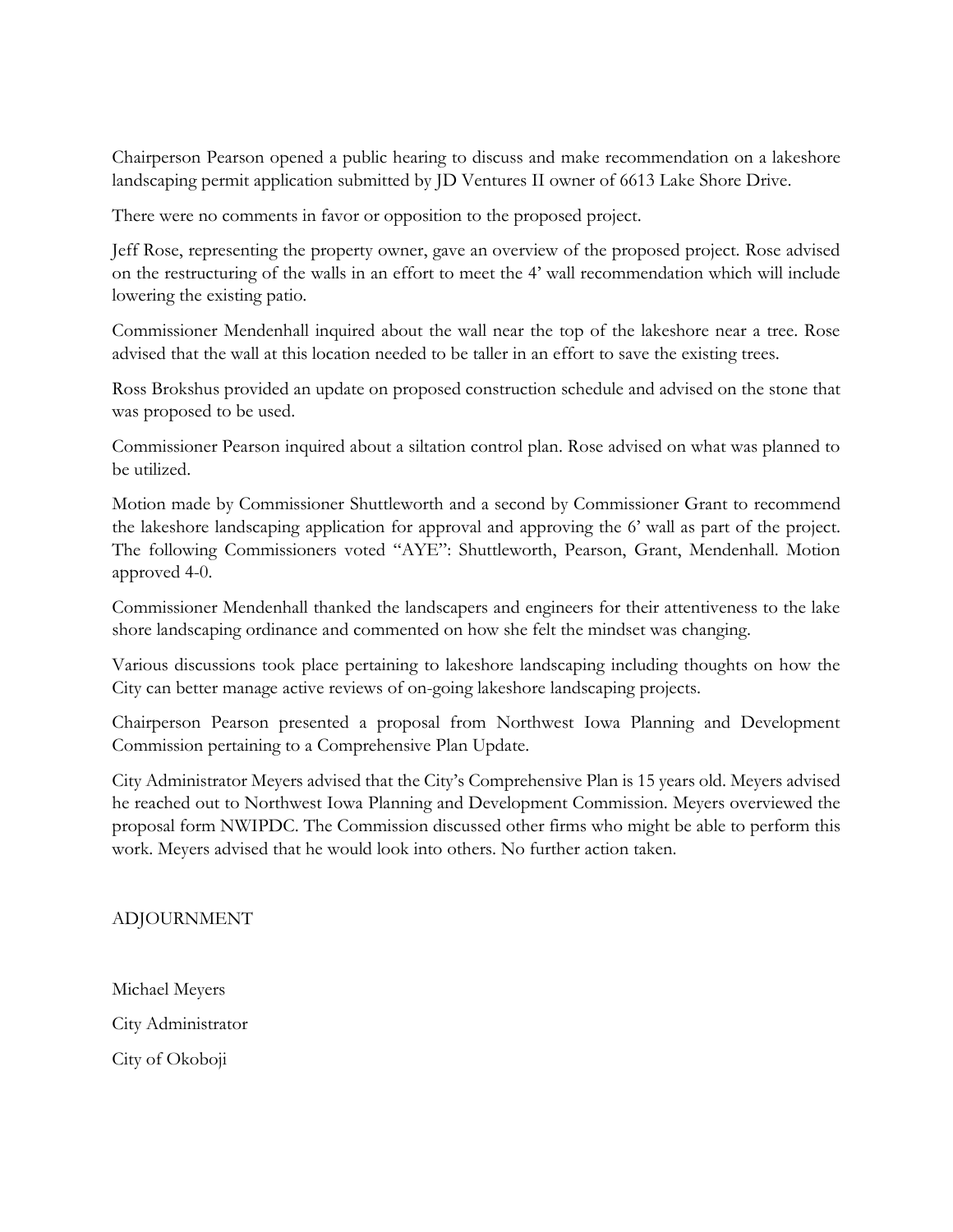Chairperson Pearson opened a public hearing to discuss and make recommendation on a lakeshore landscaping permit application submitted by JD Ventures II owner of 6613 Lake Shore Drive.

There were no comments in favor or opposition to the proposed project.

Jeff Rose, representing the property owner, gave an overview of the proposed project. Rose advised on the restructuring of the walls in an effort to meet the 4' wall recommendation which will include lowering the existing patio.

Commissioner Mendenhall inquired about the wall near the top of the lakeshore near a tree. Rose advised that the wall at this location needed to be taller in an effort to save the existing trees.

Ross Brokshus provided an update on proposed construction schedule and advised on the stone that was proposed to be used.

Commissioner Pearson inquired about a siltation control plan. Rose advised on what was planned to be utilized.

Motion made by Commissioner Shuttleworth and a second by Commissioner Grant to recommend the lakeshore landscaping application for approval and approving the 6' wall as part of the project. The following Commissioners voted "AYE": Shuttleworth, Pearson, Grant, Mendenhall. Motion approved 4-0.

Commissioner Mendenhall thanked the landscapers and engineers for their attentiveness to the lake shore landscaping ordinance and commented on how she felt the mindset was changing.

Various discussions took place pertaining to lakeshore landscaping including thoughts on how the City can better manage active reviews of on-going lakeshore landscaping projects.

Chairperson Pearson presented a proposal from Northwest Iowa Planning and Development Commission pertaining to a Comprehensive Plan Update.

City Administrator Meyers advised that the City's Comprehensive Plan is 15 years old. Meyers advised he reached out to Northwest Iowa Planning and Development Commission. Meyers overviewed the proposal form NWIPDC. The Commission discussed other firms who might be able to perform this work. Meyers advised that he would look into others. No further action taken.

ADJOURNMENT

Michael Meyers

City Administrator

City of Okoboji